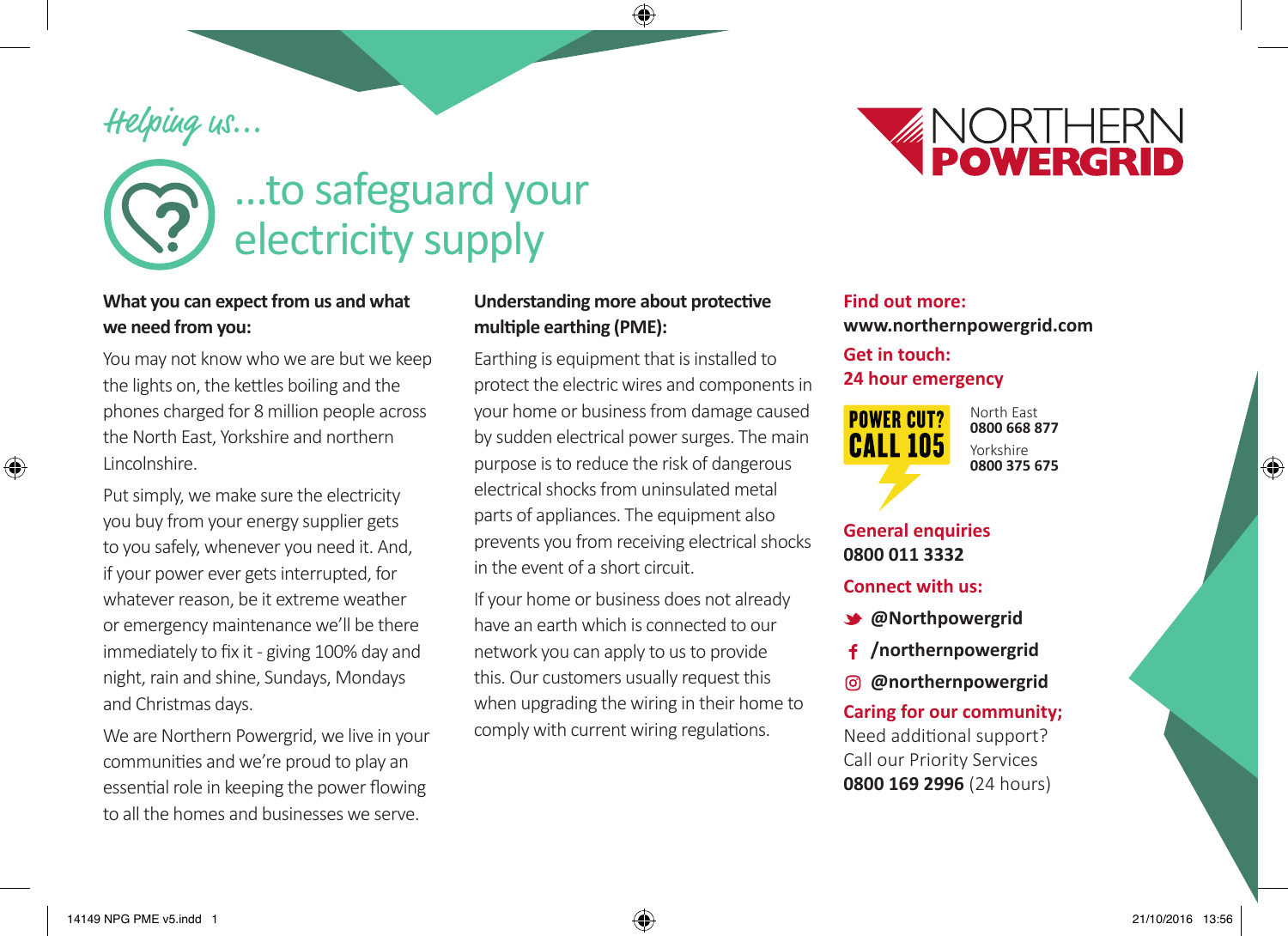*Helping us...*

# ...to safeguard your electricity supply

**NORTHERN POWERGRID**

**What you can expect from us and what we need from you:**

You may not know who we are but we keep the lights on, the kettles boiling and the phones charged for 8 million people across the North East, Yorkshire and northern Lincolnshire.

Put simply, we make sure the electricity you buy from your energy supplier gets to you safely, whenever you need it. And, if your power ever gets interrupted, for whatever reason, be it extreme weather or emergency maintenance we'll be there immediately to fix it - giving 100% day and night, rain and shine, Sundays, Mondays and Christmas days.

We are Northern Powergrid, we live in your communities and we're proud to play an essential role in keeping the power flowing to all the homes and businesses we serve.

**Understanding more about protective multiple earthing (PME):**

Earthing is equipment that is installed to protect the electric wires and components in your home or business from damage caused by sudden electrical power surges. The main purpose is to reduce the risk of dangerous electrical shocks from uninsulated metal parts of appliances. The equipment also prevents you from receiving electrical shocks in the event of a short circuit.

If your home or business does not already have an earth which is connected to our network you can apply to us to provide this. Our customers usually request this when upgrading the wiring in their home to comply with current wiring regulations.

**Find out more:**
**www.northernpowergrid.com**

**Get in touch:**
**24 hour emergency**

POWER CUT? CALL 105

North East
**0800 668 877**

Yorkshire
**0800 375 675**

**General enquiries**
**0800 011 3332**

**Connect with us:**

- **@Northpowergrid**
- **/northernpowergrid**
- **@northernpowergrid**

**Caring for our community;**
Need additional support?
Call our Priority Services
**0800 169 2996** (24 hours)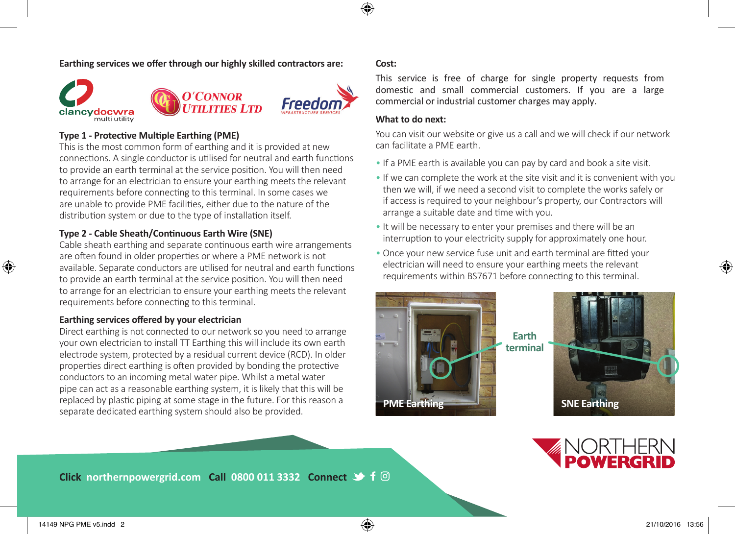**Earthing services we offer through our highly skilled contractors are:**

clancydocwra multi utility

O'CONNOR UTILITIES LTD

Freedom INFRASTRUCTURE SERVICES

### Type 1 - Protective Multiple Earthing (PME)

This is the most common form of earthing and it is provided at new connections. A single conductor is utilised for neutral and earth functions to provide an earth terminal at the service position. You will then need to arrange for an electrician to ensure your earthing meets the relevant requirements before connecting to this terminal. In some cases we are unable to provide PME facilities, either due to the nature of the distribution system or due to the type of installation itself.

### Type 2 - Cable Sheath/Continuous Earth Wire (SNE)

Cable sheath earthing and separate continuous earth wire arrangements are often found in older properties or where a PME network is not available. Separate conductors are utilised for neutral and earth functions to provide an earth terminal at the service position. You will then need to arrange for an electrician to ensure your earthing meets the relevant requirements before connecting to this terminal.

### Earthing services offered by your electrician

Direct earthing is not connected to our network so you need to arrange your own electrician to install TT Earthing this will include its own earth electrode system, protected by a residual current device (RCD). In older properties direct earthing is often provided by bonding the protective conductors to an incoming metal water pipe. Whilst a metal water pipe can act as a reasonable earthing system, it is likely that this will be replaced by plastic piping at some stage in the future. For this reason a separate dedicated earthing system should also be provided.

### Cost:

This service is free of charge for single property requests from domestic and small commercial customers. If you are a large commercial or industrial customer charges may apply.

### What to do next:

You can visit our website or give us a call and we will check if our network can facilitate a PME earth.

- If a PME earth is available you can pay by card and book a site visit.
- If we can complete the work at the site visit and it is convenient with you then we will, if we need a second visit to complete the works safely or if access is required to your neighbour's property, our Contractors will arrange a suitable date and time with you.
- It will be necessary to enter your premises and there will be an interruption to your electricity supply for approximately one hour.
- Once your new service fuse unit and earth terminal are fitted your electrician will need to ensure your earthing meets the relevant requirements within BS7671 before connecting to this terminal.

PME Earthing

Earth terminal

SNE Earthing

**Click** northernpowergrid.com **Call** 0800 011 3332 **Connect**

NORTHERN POWERGRID